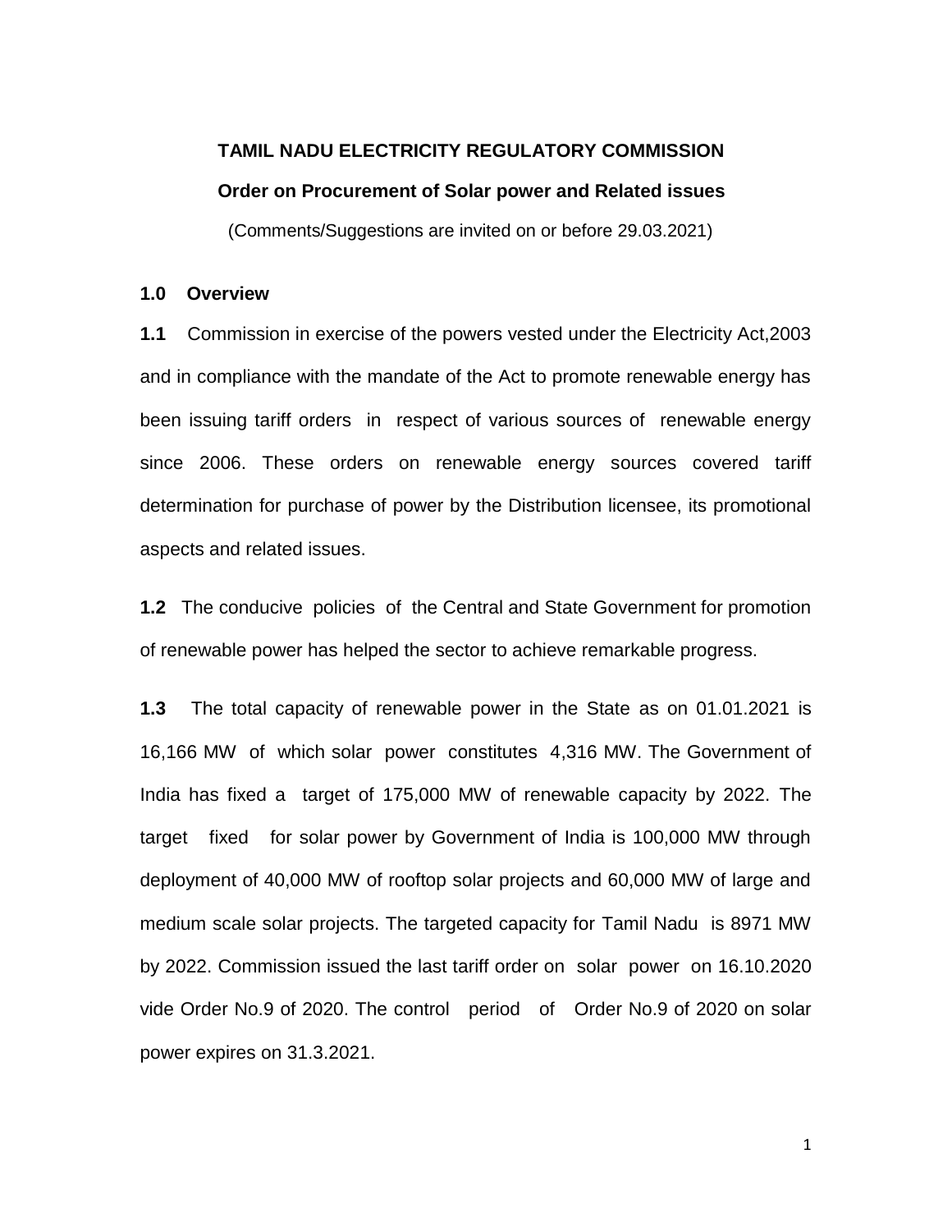# TAMIL NADU ELECTRICITY REGULATORY COMMISSION

## Order on Procurement of Solar power and Related issues

(Comments/Suggestions are invited on or before 29.03.2021)

### 1.0 Overview

**1.1** Commission in exercise of the powers vested under the Electricity Act,2003 and in compliance with the mandate of the Act to promote renewable energy has been issuing tariff orders in respect of various sources of renewable energy since 2006. These orders on renewable energy sources covered tariff determination for purchase of power by the Distribution licensee, its promotional aspects and related issues.

**1.2** The conducive policies of the Central and State Government for promotion of renewable power has helped the sector to achieve remarkable progress.

**1.3** The total capacity of renewable power in the State as on 01.01.2021 is 16,166 MW of which solar power constitutes 4,316 MW. The Government of India has fixed a target of 175,000 MW of renewable capacity by 2022. The target fixed for solar power by Government of India is 100,000 MW through deployment of 40,000 MW of rooftop solar projects and 60,000 MW of large and medium scale solar projects. The targeted capacity for Tamil Nadu is 8971 MW by 2022. Commission issued the last tariff order on solar power on 16.10.2020 vide Order No.9 of 2020. The control period of Order No.9 of 2020 on solar power expires on 31.3.2021.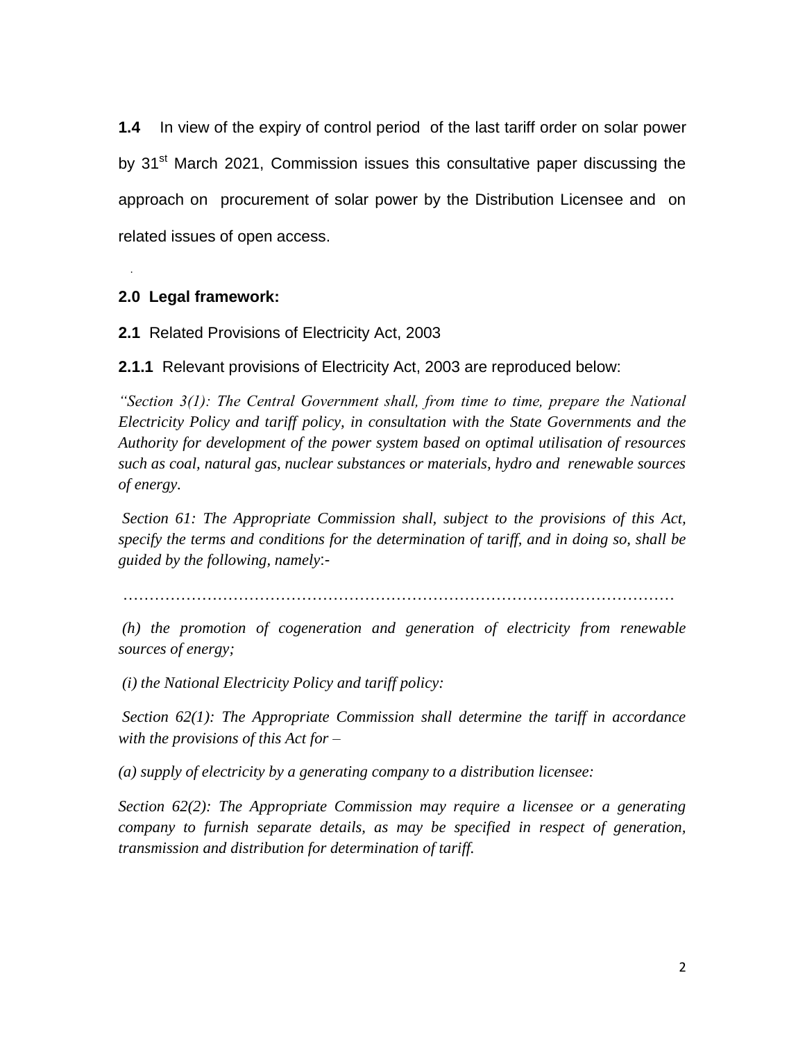**1.4** In view of the expiry of control period of the last tariff order on solar power by 31st March 2021, Commission issues this consultative paper discussing the approach on procurement of solar power by the Distribution Licensee and on related issues of open access.

## 2.0 Legal framework:

**2.1** Related Provisions of Electricity Act, 2003

**2.1.1** Relevant provisions of Electricity Act, 2003 are reproduced below:

*"Section 3(1): The Central Government shall, from time to time, prepare the National Electricity Policy and tariff policy, in consultation with the State Governments and the Authority for development of the power system based on optimal utilisation of resources such as coal, natural gas, nuclear substances or materials, hydro and renewable sources of energy.*

*Section 61: The Appropriate Commission shall, subject to the provisions of this Act, specify the terms and conditions for the determination of tariff, and in doing so, shall be guided by the following, namely:-*

…………………………………………………………………………………………

*(h) the promotion of cogeneration and generation of electricity from renewable sources of energy;*

*(i) the National Electricity Policy and tariff policy:*

*Section 62(1): The Appropriate Commission shall determine the tariff in accordance with the provisions of this Act for –*

*(a) supply of electricity by a generating company to a distribution licensee:*

*Section 62(2): The Appropriate Commission may require a licensee or a generating company to furnish separate details, as may be specified in respect of generation, transmission and distribution for determination of tariff.*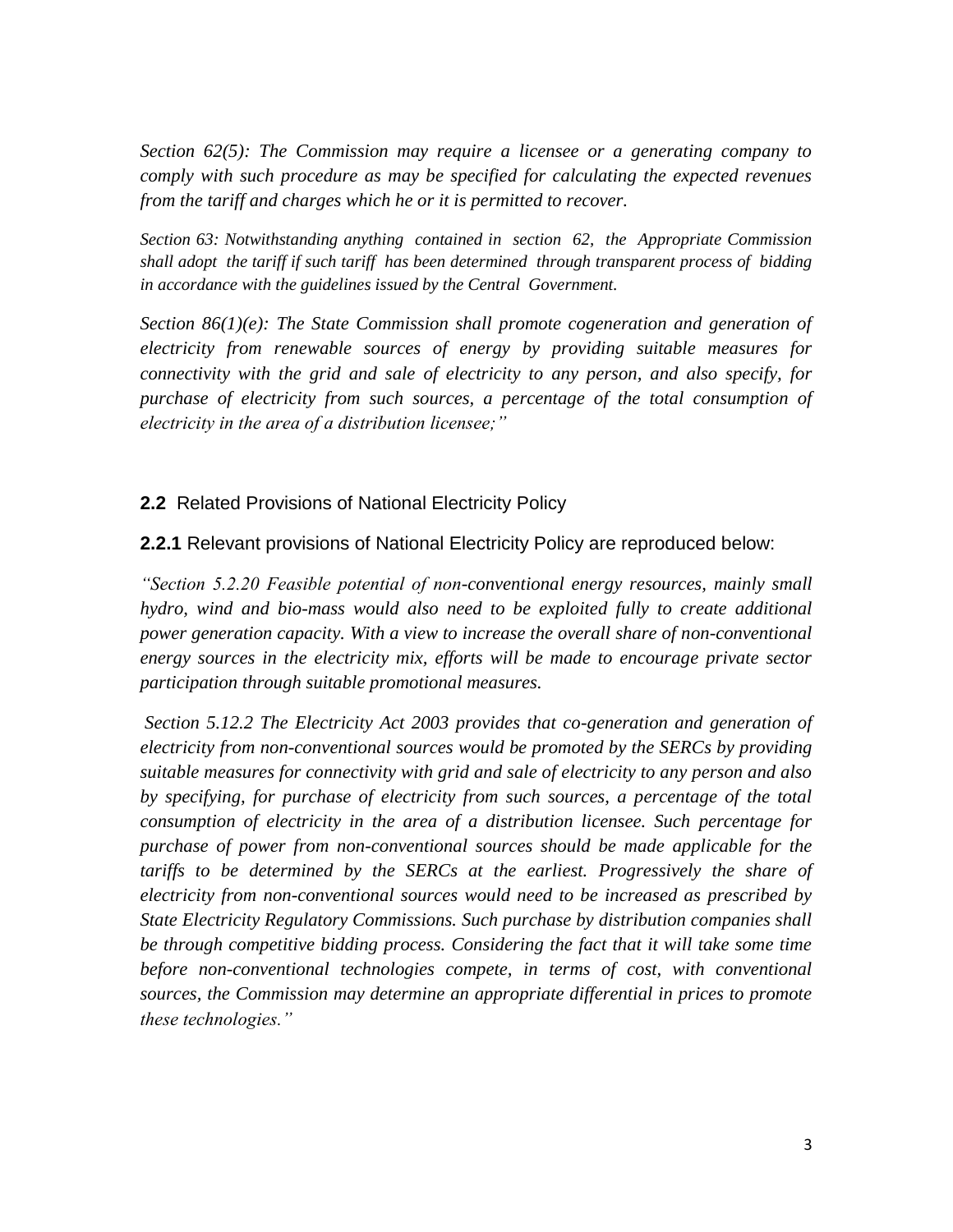*Section 62(5): The Commission may require a licensee or a generating company to comply with such procedure as may be specified for calculating the expected revenues from the tariff and charges which he or it is permitted to recover.*

*Section 63: Notwithstanding anything contained in section 62, the Appropriate Commission shall adopt the tariff if such tariff has been determined through transparent process of bidding in accordance with the guidelines issued by the Central Government.*

*Section 86(1)(e): The State Commission shall promote cogeneration and generation of electricity from renewable sources of energy by providing suitable measures for connectivity with the grid and sale of electricity to any person, and also specify, for purchase of electricity from such sources, a percentage of the total consumption of electricity in the area of a distribution licensee;"*

### **2.2** Related Provisions of National Electricity Policy

**2.2.1** Relevant provisions of National Electricity Policy are reproduced below:

*"Section 5.2.20 Feasible potential of non-conventional energy resources, mainly small hydro, wind and bio-mass would also need to be exploited fully to create additional power generation capacity. With a view to increase the overall share of non-conventional energy sources in the electricity mix, efforts will be made to encourage private sector participation through suitable promotional measures.*

*Section 5.12.2 The Electricity Act 2003 provides that co-generation and generation of electricity from non-conventional sources would be promoted by the SERCs by providing suitable measures for connectivity with grid and sale of electricity to any person and also by specifying, for purchase of electricity from such sources, a percentage of the total consumption of electricity in the area of a distribution licensee. Such percentage for purchase of power from non-conventional sources should be made applicable for the tariffs to be determined by the SERCs at the earliest. Progressively the share of electricity from non-conventional sources would need to be increased as prescribed by State Electricity Regulatory Commissions. Such purchase by distribution companies shall be through competitive bidding process. Considering the fact that it will take some time before non-conventional technologies compete, in terms of cost, with conventional sources, the Commission may determine an appropriate differential in prices to promote these technologies."*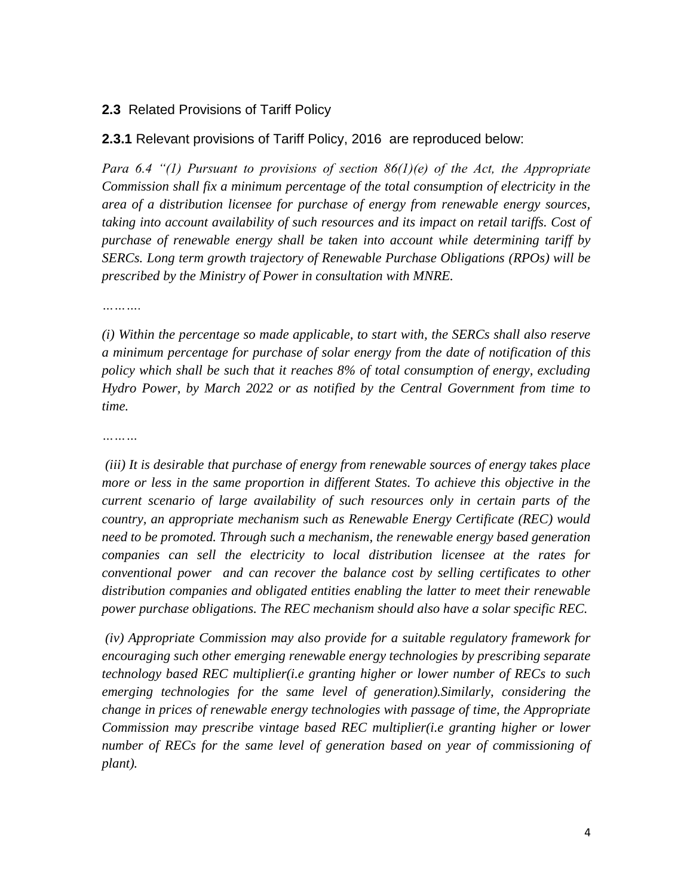### **2.3** Related Provisions of Tariff Policy

**2.3.1** Relevant provisions of Tariff Policy, 2016 are reproduced below:

*Para 6.4 "(1) Pursuant to provisions of section 86(1)(e) of the Act, the Appropriate Commission shall fix a minimum percentage of the total consumption of electricity in the area of a distribution licensee for purchase of energy from renewable energy sources, taking into account availability of such resources and its impact on retail tariffs. Cost of purchase of renewable energy shall be taken into account while determining tariff by SERCs. Long term growth trajectory of Renewable Purchase Obligations (RPOs) will be prescribed by the Ministry of Power in consultation with MNRE.*

*……….*

*(i) Within the percentage so made applicable, to start with, the SERCs shall also reserve a minimum percentage for purchase of solar energy from the date of notification of this policy which shall be such that it reaches 8% of total consumption of energy, excluding Hydro Power, by March 2022 or as notified by the Central Government from time to time.*

*………*

*(iii) It is desirable that purchase of energy from renewable sources of energy takes place more or less in the same proportion in different States. To achieve this objective in the current scenario of large availability of such resources only in certain parts of the country, an appropriate mechanism such as Renewable Energy Certificate (REC) would need to be promoted. Through such a mechanism, the renewable energy based generation companies can sell the electricity to local distribution licensee at the rates for conventional power and can recover the balance cost by selling certificates to other distribution companies and obligated entities enabling the latter to meet their renewable power purchase obligations. The REC mechanism should also have a solar specific REC.*

*(iv) Appropriate Commission may also provide for a suitable regulatory framework for encouraging such other emerging renewable energy technologies by prescribing separate technology based REC multiplier(i.e granting higher or lower number of RECs to such emerging technologies for the same level of generation).Similarly, considering the change in prices of renewable energy technologies with passage of time, the Appropriate Commission may prescribe vintage based REC multiplier(i.e granting higher or lower number of RECs for the same level of generation based on year of commissioning of plant).*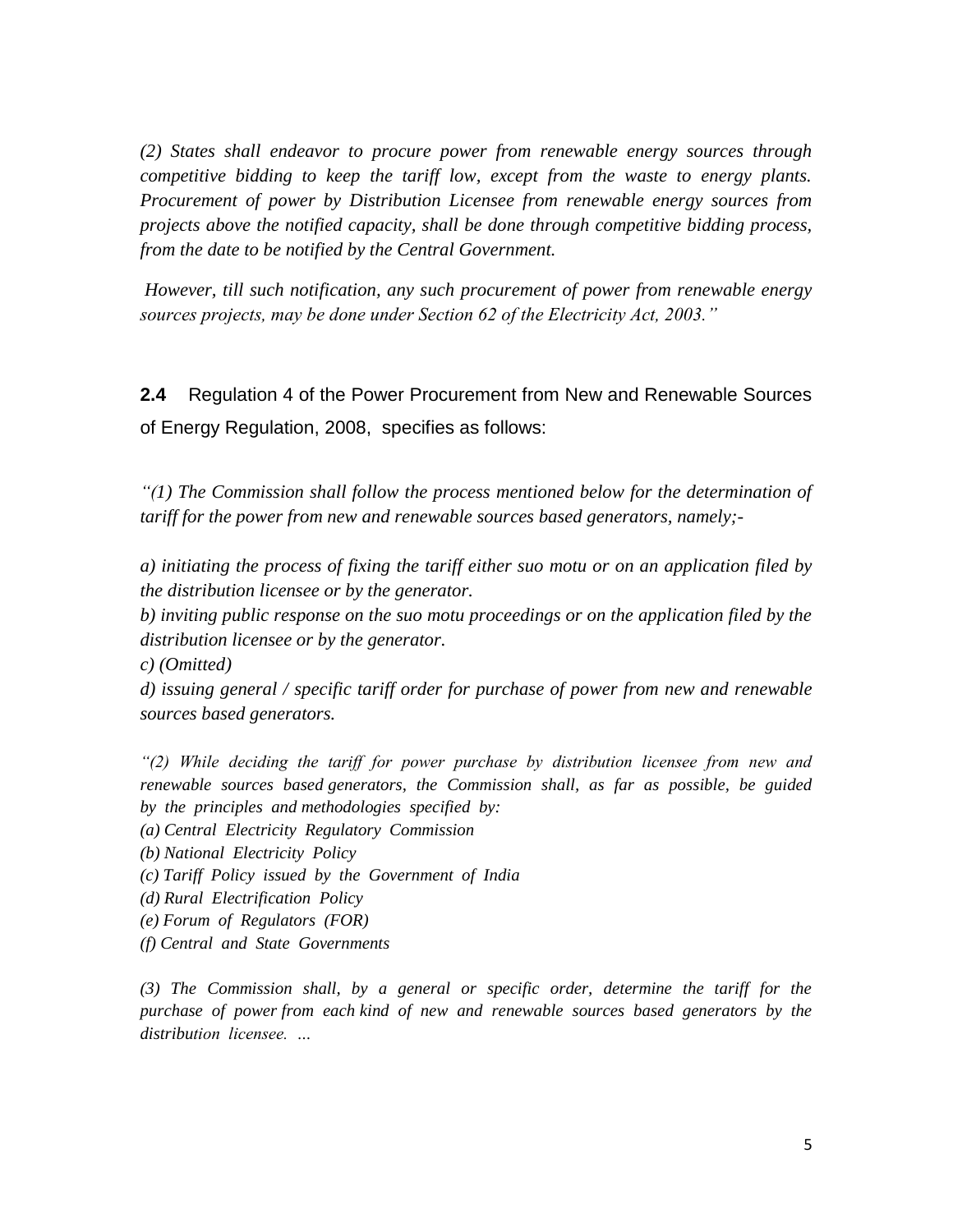*(2) States shall endeavor to procure power from renewable energy sources through competitive bidding to keep the tariff low, except from the waste to energy plants. Procurement of power by Distribution Licensee from renewable energy sources from projects above the notified capacity, shall be done through competitive bidding process, from the date to be notified by the Central Government.*

*However, till such notification, any such procurement of power from renewable energy sources projects, may be done under Section 62 of the Electricity Act, 2003."*

**2.4** Regulation 4 of the Power Procurement from New and Renewable Sources of Energy Regulation, 2008, specifies as follows:

*"(1) The Commission shall follow the process mentioned below for the determination of tariff for the power from new and renewable sources based generators, namely;-*

*a) initiating the process of fixing the tariff either suo motu or on an application filed by the distribution licensee or by the generator.*
*b) inviting public response on the suo motu proceedings or on the application filed by the distribution licensee or by the generator.*
*c) (Omitted)*
*d) issuing general / specific tariff order for purchase of power from new and renewable sources based generators.*

*"(2) While deciding the tariff for power purchase by distribution licensee from new and renewable sources based generators, the Commission shall, as far as possible, be guided by the principles and methodologies specified by:*
*(a) Central Electricity Regulatory Commission*
*(b) National Electricity Policy*
*(c) Tariff Policy issued by the Government of India*
*(d) Rural Electrification Policy*
*(e) Forum of Regulators (FOR)*
*(f) Central and State Governments*

*(3) The Commission shall, by a general or specific order, determine the tariff for the purchase of power from each kind of new and renewable sources based generators by the distribution licensee. ...*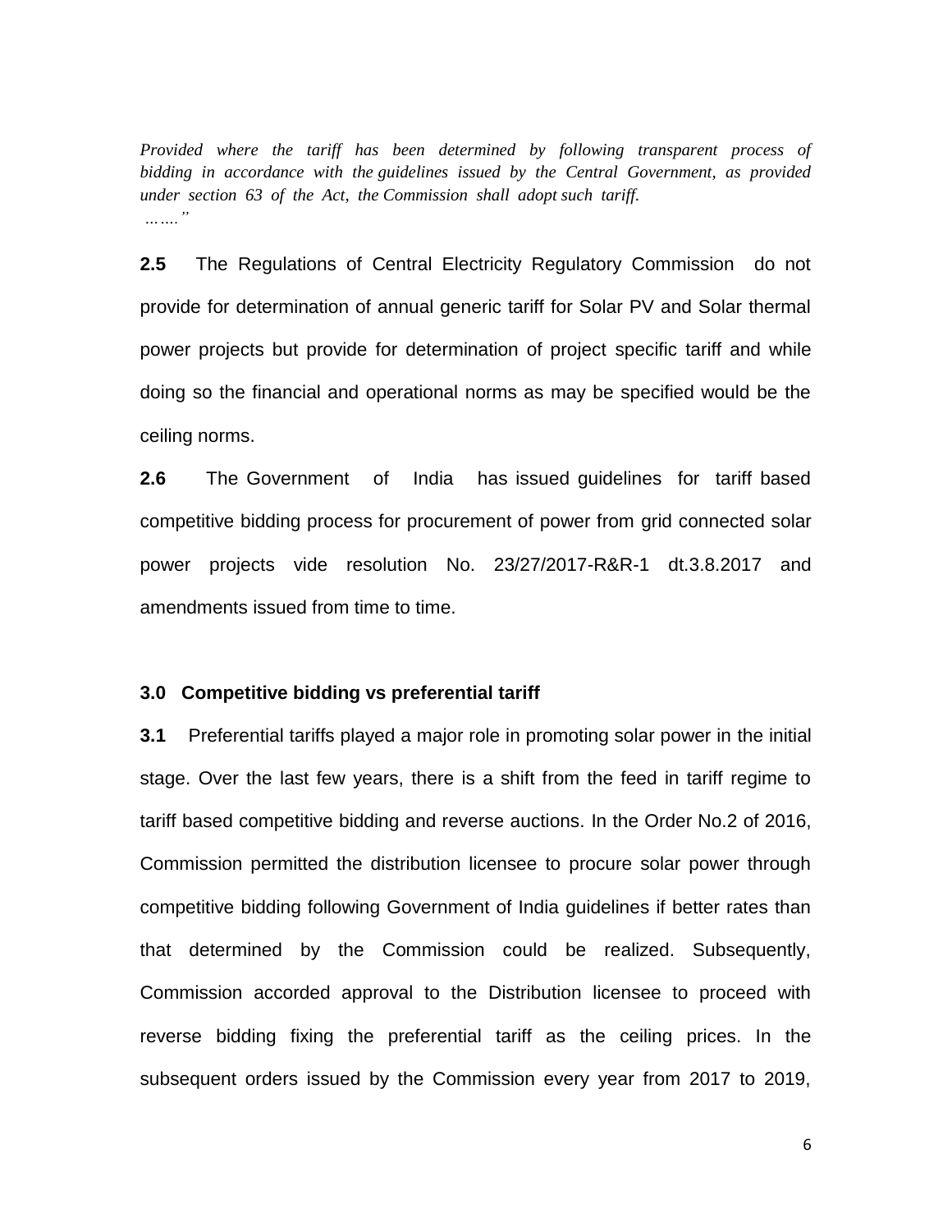*Provided where the tariff has been determined by following transparent process of bidding in accordance with the guidelines issued by the Central Government, as provided under section 63 of the Act, the Commission shall adopt such tariff.*
*……."*

**2.5** The Regulations of Central Electricity Regulatory Commission do not provide for determination of annual generic tariff for Solar PV and Solar thermal power projects but provide for determination of project specific tariff and while doing so the financial and operational norms as may be specified would be the ceiling norms.

**2.6** The Government of India has issued guidelines for tariff based competitive bidding process for procurement of power from grid connected solar power projects vide resolution No. 23/27/2017-R&R-1 dt.3.8.2017 and amendments issued from time to time.

### 3.0 Competitive bidding vs preferential tariff

**3.1** Preferential tariffs played a major role in promoting solar power in the initial stage. Over the last few years, there is a shift from the feed in tariff regime to tariff based competitive bidding and reverse auctions. In the Order No.2 of 2016, Commission permitted the distribution licensee to procure solar power through competitive bidding following Government of India guidelines if better rates than that determined by the Commission could be realized. Subsequently, Commission accorded approval to the Distribution licensee to proceed with reverse bidding fixing the preferential tariff as the ceiling prices. In the subsequent orders issued by the Commission every year from 2017 to 2019,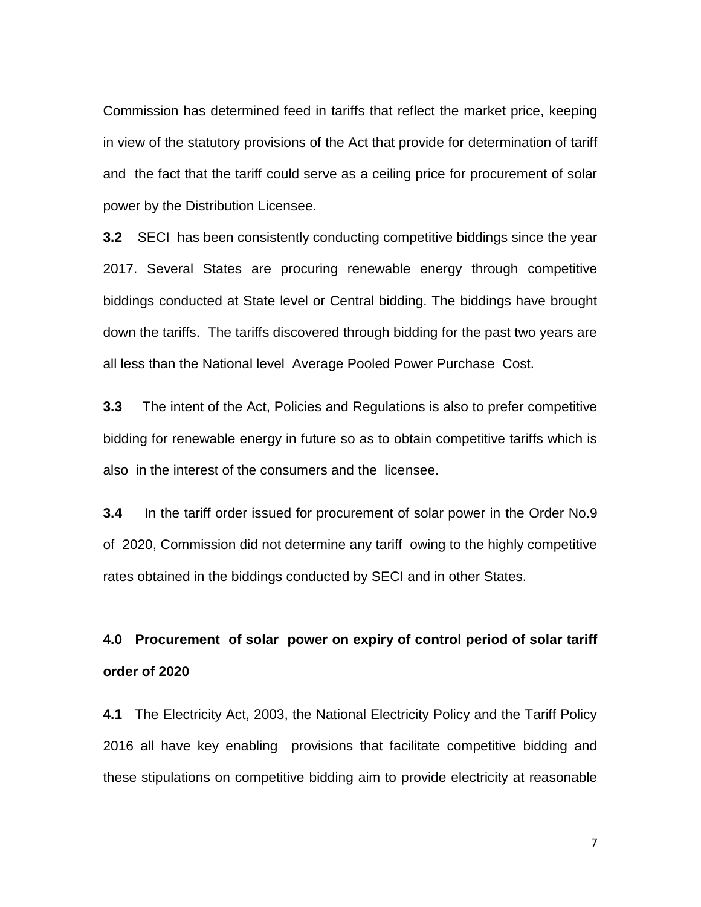Commission has determined feed in tariffs that reflect the market price, keeping in view of the statutory provisions of the Act that provide for determination of tariff and the fact that the tariff could serve as a ceiling price for procurement of solar power by the Distribution Licensee.

**3.2** SECI has been consistently conducting competitive biddings since the year 2017. Several States are procuring renewable energy through competitive biddings conducted at State level or Central bidding. The biddings have brought down the tariffs. The tariffs discovered through bidding for the past two years are all less than the National level Average Pooled Power Purchase Cost.

**3.3** The intent of the Act, Policies and Regulations is also to prefer competitive bidding for renewable energy in future so as to obtain competitive tariffs which is also in the interest of the consumers and the licensee.

**3.4** In the tariff order issued for procurement of solar power in the Order No.9 of 2020, Commission did not determine any tariff owing to the highly competitive rates obtained in the biddings conducted by SECI and in other States.

**4.0 Procurement of solar power on expiry of control period of solar tariff order of 2020**

**4.1** The Electricity Act, 2003, the National Electricity Policy and the Tariff Policy 2016 all have key enabling provisions that facilitate competitive bidding and these stipulations on competitive bidding aim to provide electricity at reasonable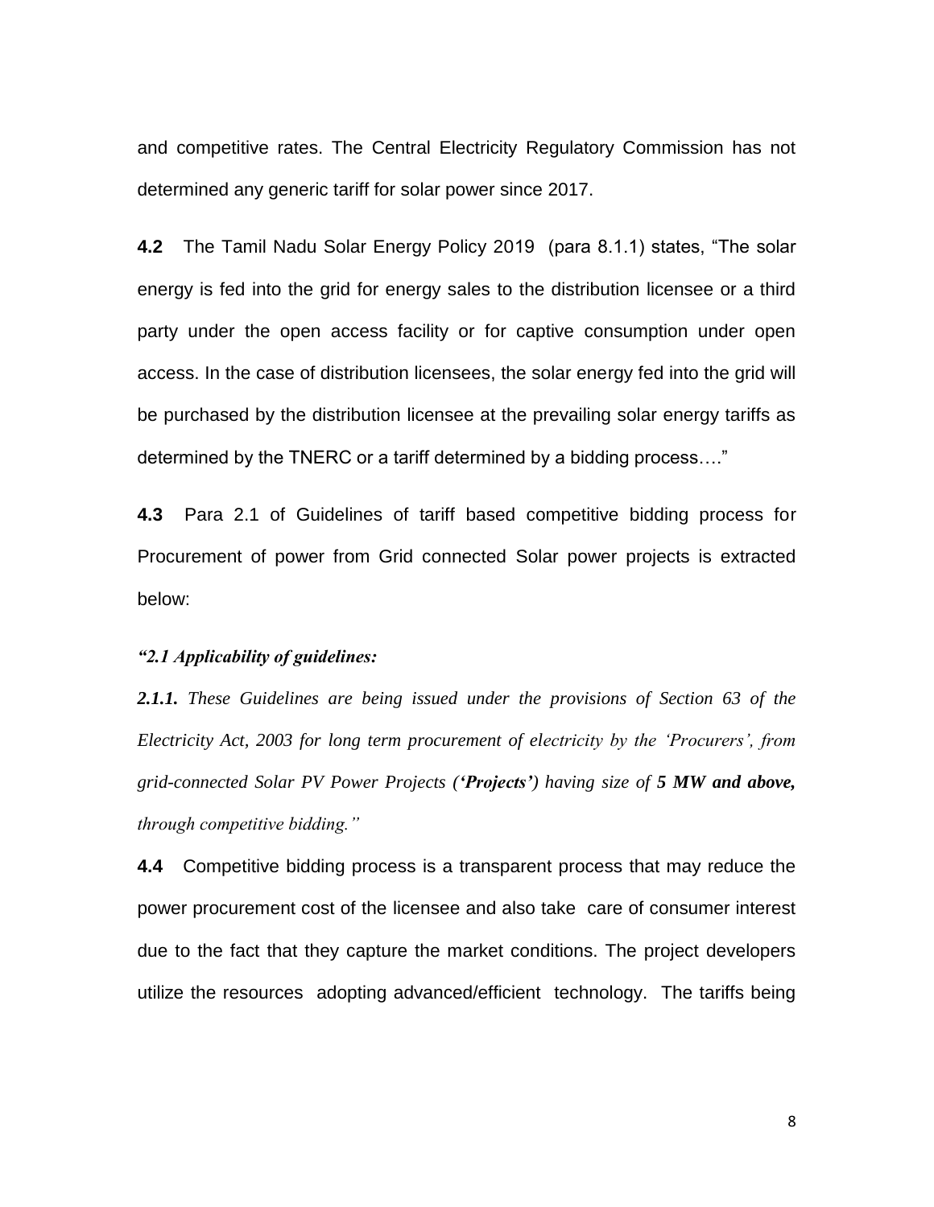and competitive rates. The Central Electricity Regulatory Commission has not determined any generic tariff for solar power since 2017.

**4.2** The Tamil Nadu Solar Energy Policy 2019 (para 8.1.1) states, "The solar energy is fed into the grid for energy sales to the distribution licensee or a third party under the open access facility or for captive consumption under open access. In the case of distribution licensees, the solar energy fed into the grid will be purchased by the distribution licensee at the prevailing solar energy tariffs as determined by the TNERC or a tariff determined by a bidding process…."

**4.3** Para 2.1 of Guidelines of tariff based competitive bidding process for Procurement of power from Grid connected Solar power projects is extracted below:

***"2.1 Applicability of guidelines:***

***2.1.1.*** *These Guidelines are being issued under the provisions of Section 63 of the Electricity Act, 2003 for long term procurement of electricity by the 'Procurers', from grid-connected Solar PV Power Projects (**'Projects'**) having size of **5 MW and above,** through competitive bidding."*

**4.4** Competitive bidding process is a transparent process that may reduce the power procurement cost of the licensee and also take care of consumer interest due to the fact that they capture the market conditions. The project developers utilize the resources adopting advanced/efficient technology. The tariffs being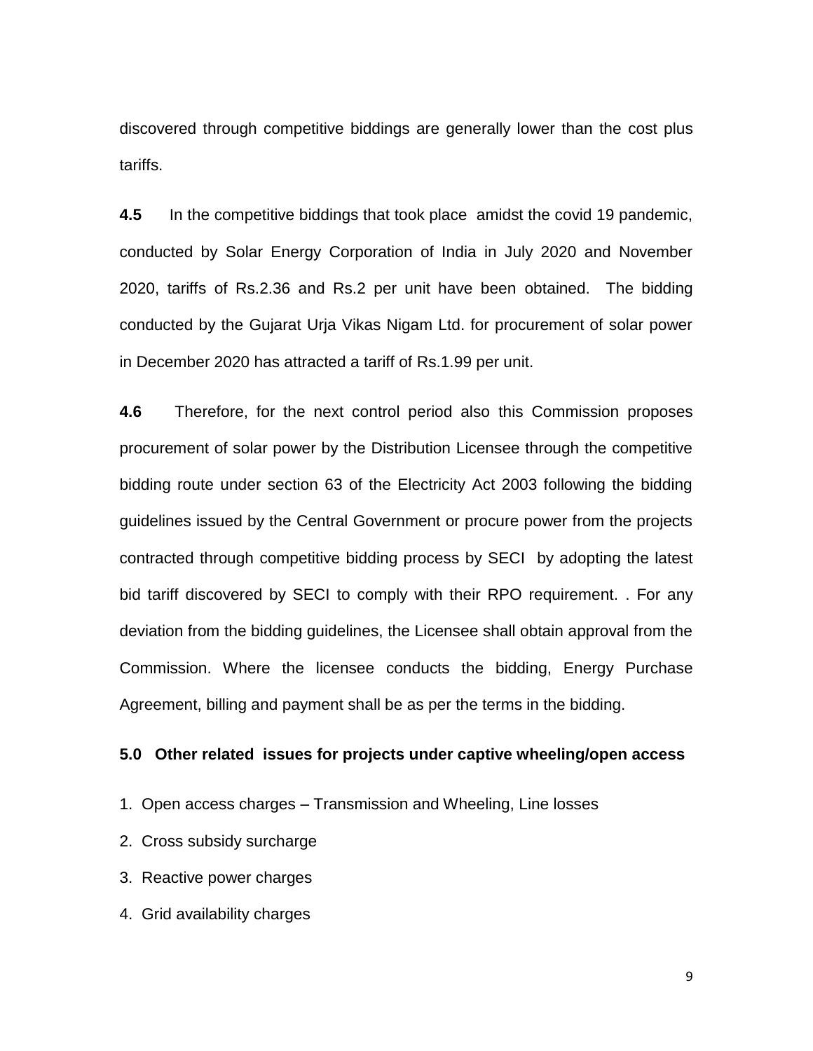discovered through competitive biddings are generally lower than the cost plus tariffs.

**4.5** In the competitive biddings that took place amidst the covid 19 pandemic, conducted by Solar Energy Corporation of India in July 2020 and November 2020, tariffs of Rs.2.36 and Rs.2 per unit have been obtained. The bidding conducted by the Gujarat Urja Vikas Nigam Ltd. for procurement of solar power in December 2020 has attracted a tariff of Rs.1.99 per unit.

**4.6** Therefore, for the next control period also this Commission proposes procurement of solar power by the Distribution Licensee through the competitive bidding route under section 63 of the Electricity Act 2003 following the bidding guidelines issued by the Central Government or procure power from the projects contracted through competitive bidding process by SECI by adopting the latest bid tariff discovered by SECI to comply with their RPO requirement. . For any deviation from the bidding guidelines, the Licensee shall obtain approval from the Commission. Where the licensee conducts the bidding, Energy Purchase Agreement, billing and payment shall be as per the terms in the bidding.

**5.0 Other related issues for projects under captive wheeling/open access**

1. Open access charges – Transmission and Wheeling, Line losses
2. Cross subsidy surcharge
3. Reactive power charges
4. Grid availability charges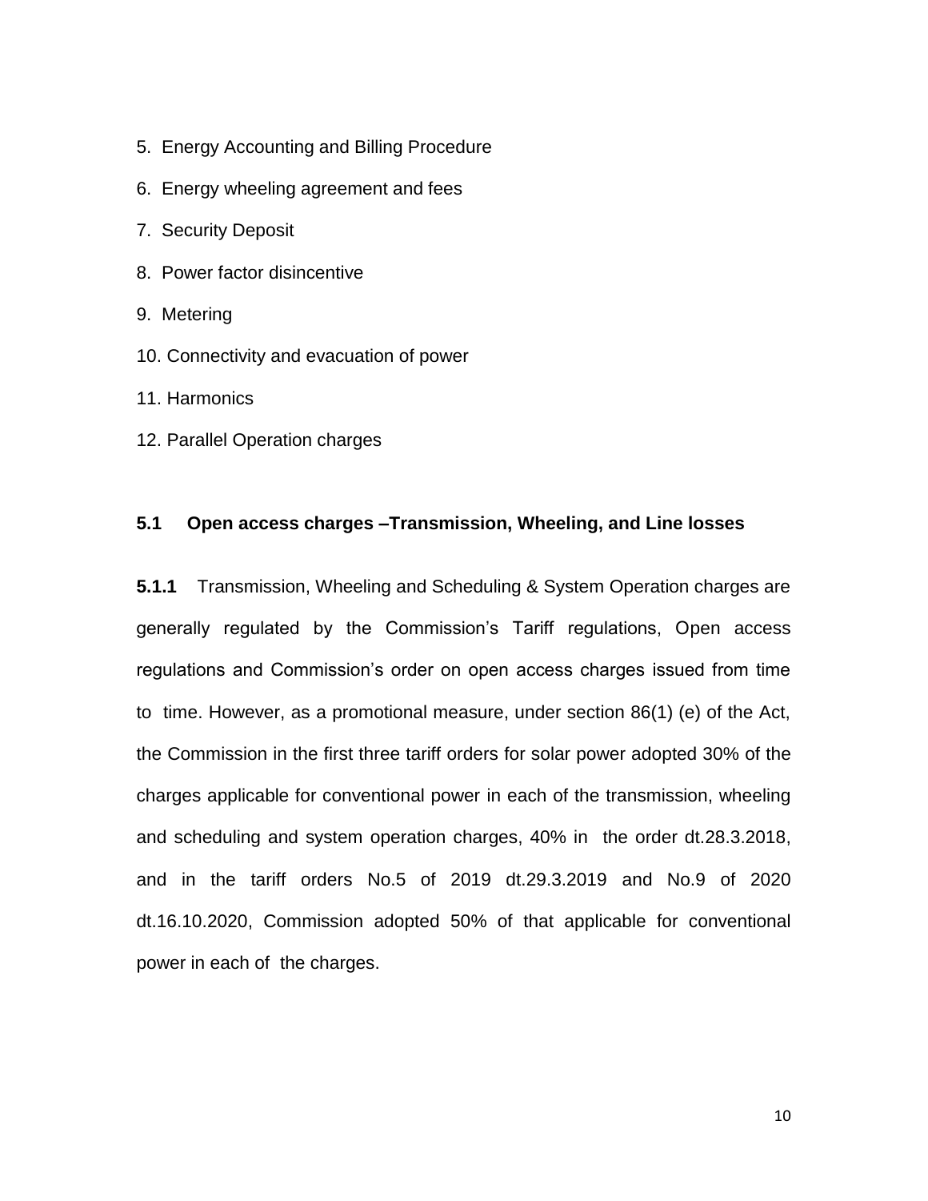5. Energy Accounting and Billing Procedure
6. Energy wheeling agreement and fees
7. Security Deposit
8. Power factor disincentive
9. Metering
10. Connectivity and evacuation of power
11. Harmonics
12. Parallel Operation charges

### 5.1 Open access charges –Transmission, Wheeling, and Line losses

**5.1.1** Transmission, Wheeling and Scheduling & System Operation charges are generally regulated by the Commission's Tariff regulations, Open access regulations and Commission's order on open access charges issued from time to time. However, as a promotional measure, under section 86(1) (e) of the Act, the Commission in the first three tariff orders for solar power adopted 30% of the charges applicable for conventional power in each of the transmission, wheeling and scheduling and system operation charges, 40% in the order dt.28.3.2018, and in the tariff orders No.5 of 2019 dt.29.3.2019 and No.9 of 2020 dt.16.10.2020, Commission adopted 50% of that applicable for conventional power in each of the charges.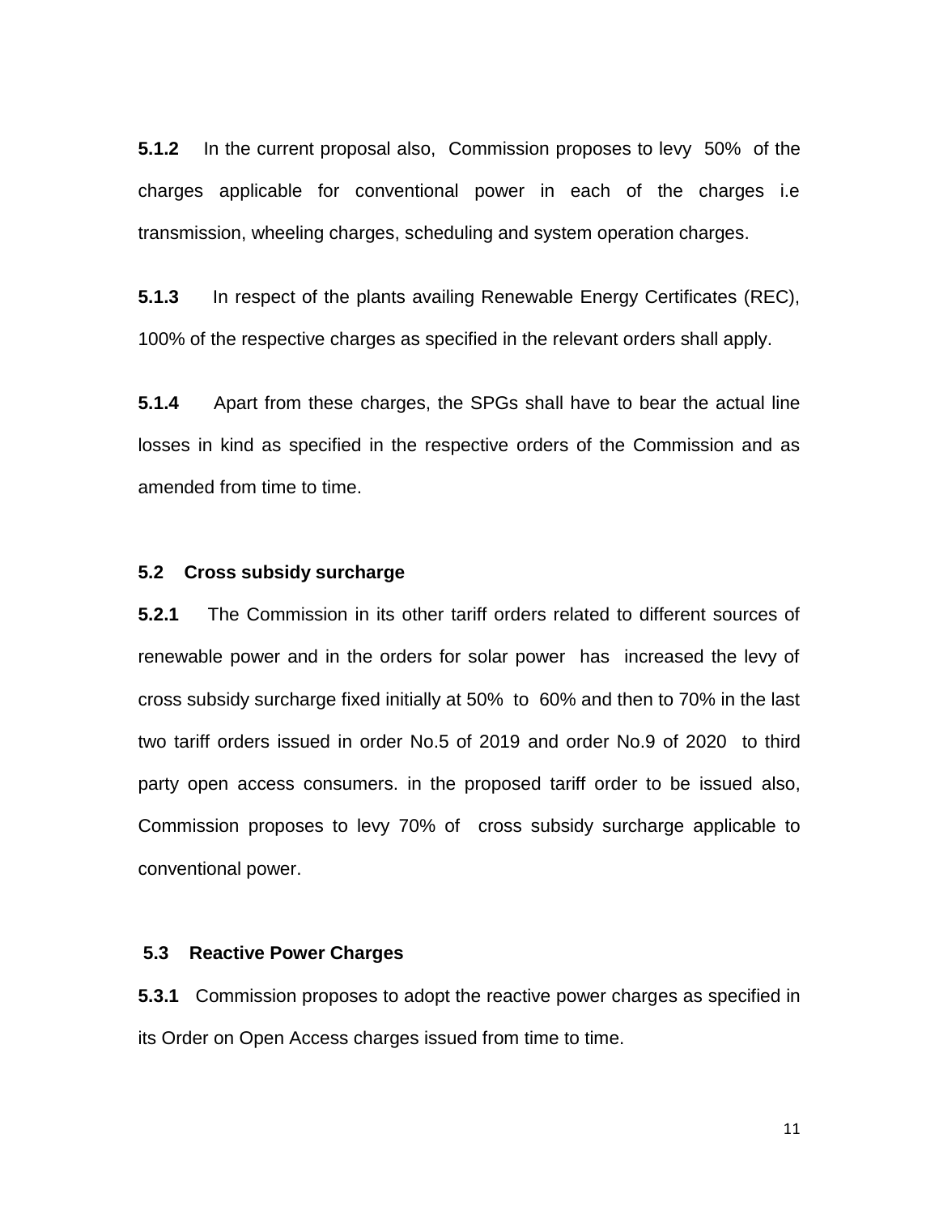**5.1.2** In the current proposal also, Commission proposes to levy 50% of the charges applicable for conventional power in each of the charges i.e transmission, wheeling charges, scheduling and system operation charges.

**5.1.3** In respect of the plants availing Renewable Energy Certificates (REC), 100% of the respective charges as specified in the relevant orders shall apply.

**5.1.4** Apart from these charges, the SPGs shall have to bear the actual line losses in kind as specified in the respective orders of the Commission and as amended from time to time.

### 5.2 Cross subsidy surcharge

**5.2.1** The Commission in its other tariff orders related to different sources of renewable power and in the orders for solar power has increased the levy of cross subsidy surcharge fixed initially at 50% to 60% and then to 70% in the last two tariff orders issued in order No.5 of 2019 and order No.9 of 2020 to third party open access consumers. in the proposed tariff order to be issued also, Commission proposes to levy 70% of cross subsidy surcharge applicable to conventional power.

### 5.3 Reactive Power Charges

**5.3.1** Commission proposes to adopt the reactive power charges as specified in its Order on Open Access charges issued from time to time.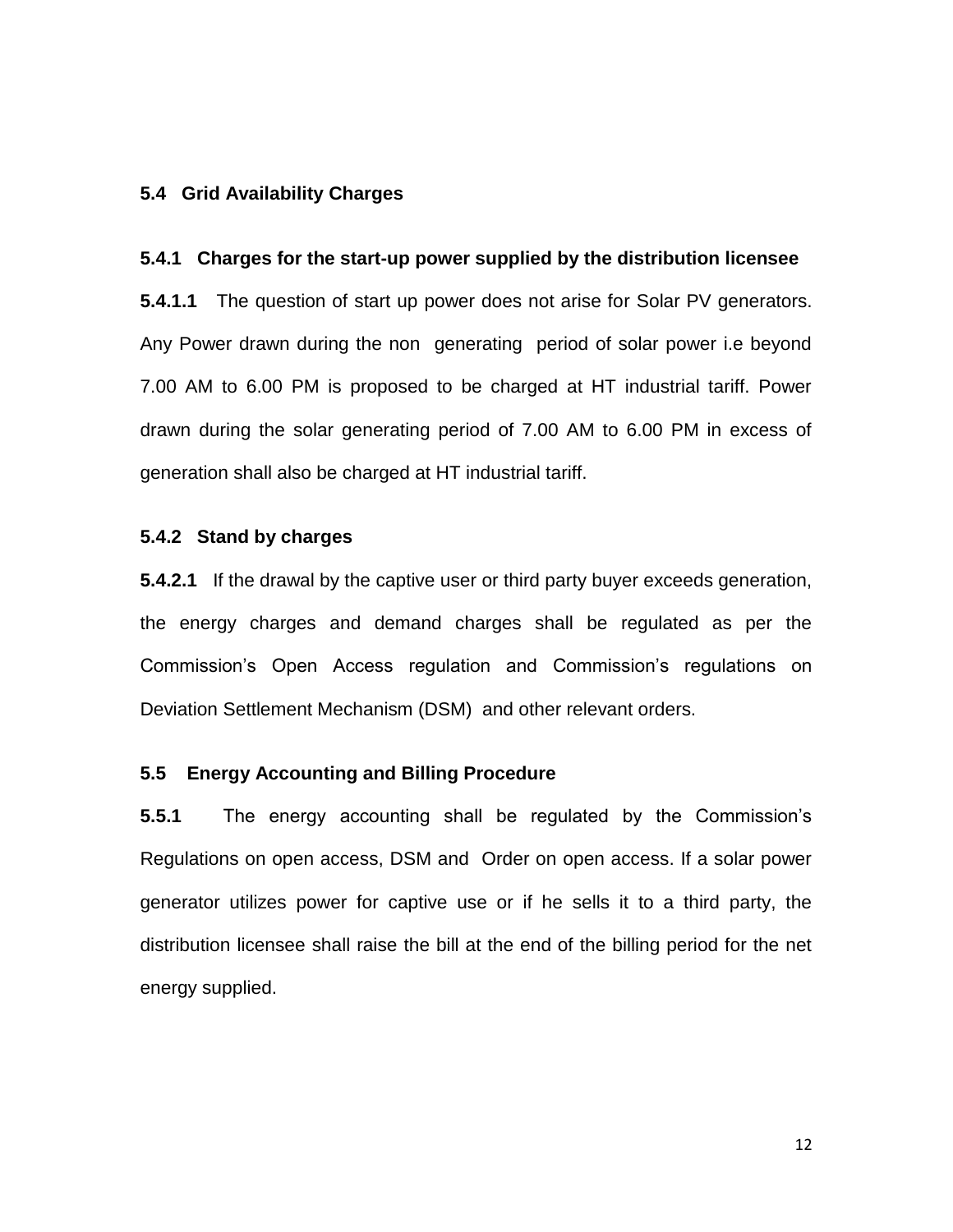### 5.4 Grid Availability Charges

#### 5.4.1 Charges for the start-up power supplied by the distribution licensee

**5.4.1.1** The question of start up power does not arise for Solar PV generators. Any Power drawn during the non generating period of solar power i.e beyond 7.00 AM to 6.00 PM is proposed to be charged at HT industrial tariff. Power drawn during the solar generating period of 7.00 AM to 6.00 PM in excess of generation shall also be charged at HT industrial tariff.

#### 5.4.2 Stand by charges

**5.4.2.1** If the drawal by the captive user or third party buyer exceeds generation, the energy charges and demand charges shall be regulated as per the Commission's Open Access regulation and Commission's regulations on Deviation Settlement Mechanism (DSM) and other relevant orders.

### 5.5 Energy Accounting and Billing Procedure

**5.5.1** The energy accounting shall be regulated by the Commission's Regulations on open access, DSM and Order on open access. If a solar power generator utilizes power for captive use or if he sells it to a third party, the distribution licensee shall raise the bill at the end of the billing period for the net energy supplied.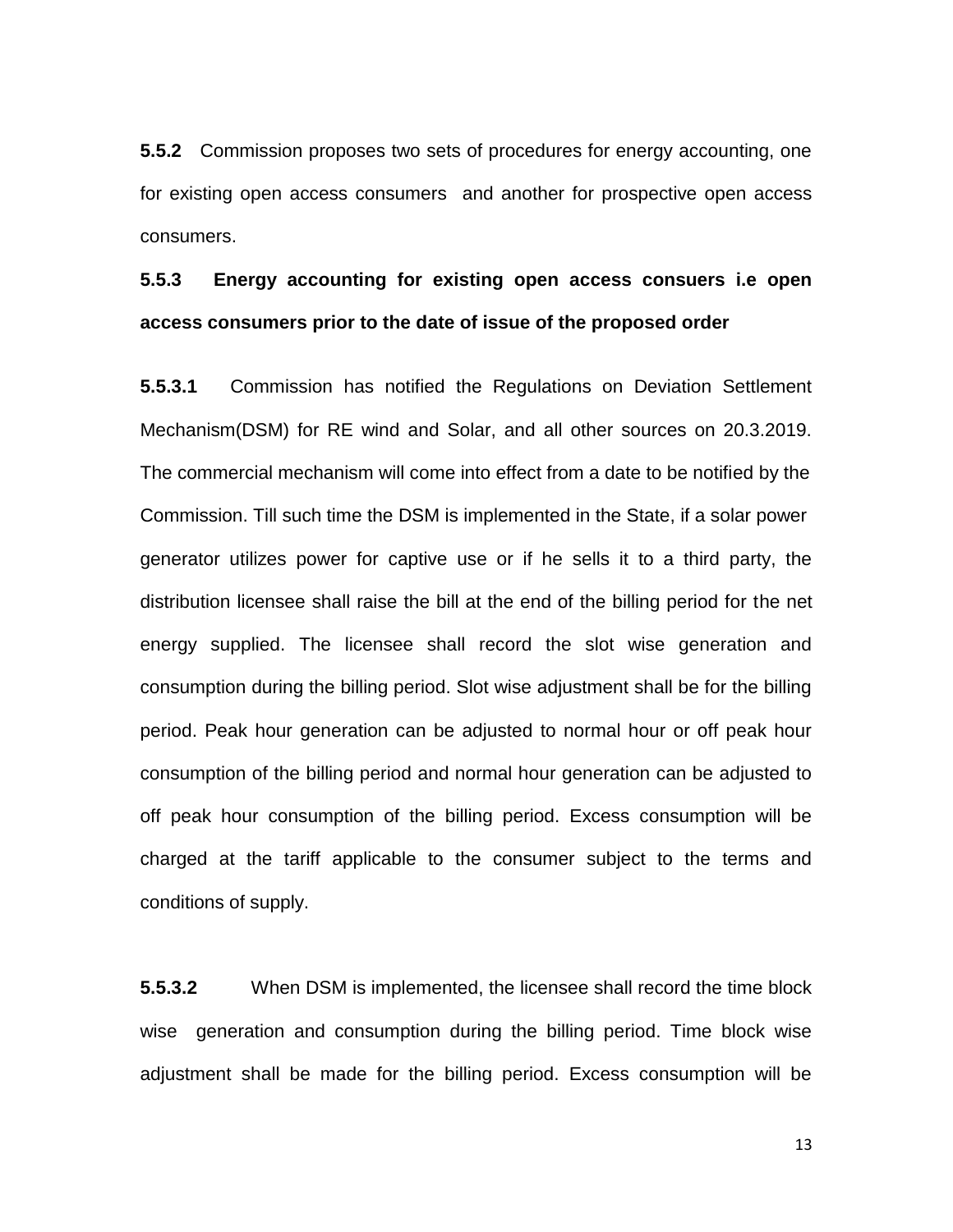**5.5.2** Commission proposes two sets of procedures for energy accounting, one for existing open access consumers and another for prospective open access consumers.

**5.5.3 Energy accounting for existing open access consuers i.e open access consumers prior to the date of issue of the proposed order**

**5.5.3.1** Commission has notified the Regulations on Deviation Settlement Mechanism(DSM) for RE wind and Solar, and all other sources on 20.3.2019. The commercial mechanism will come into effect from a date to be notified by the Commission. Till such time the DSM is implemented in the State, if a solar power generator utilizes power for captive use or if he sells it to a third party, the distribution licensee shall raise the bill at the end of the billing period for the net energy supplied. The licensee shall record the slot wise generation and consumption during the billing period. Slot wise adjustment shall be for the billing period. Peak hour generation can be adjusted to normal hour or off peak hour consumption of the billing period and normal hour generation can be adjusted to off peak hour consumption of the billing period. Excess consumption will be charged at the tariff applicable to the consumer subject to the terms and conditions of supply.

**5.5.3.2** When DSM is implemented, the licensee shall record the time block wise generation and consumption during the billing period. Time block wise adjustment shall be made for the billing period. Excess consumption will be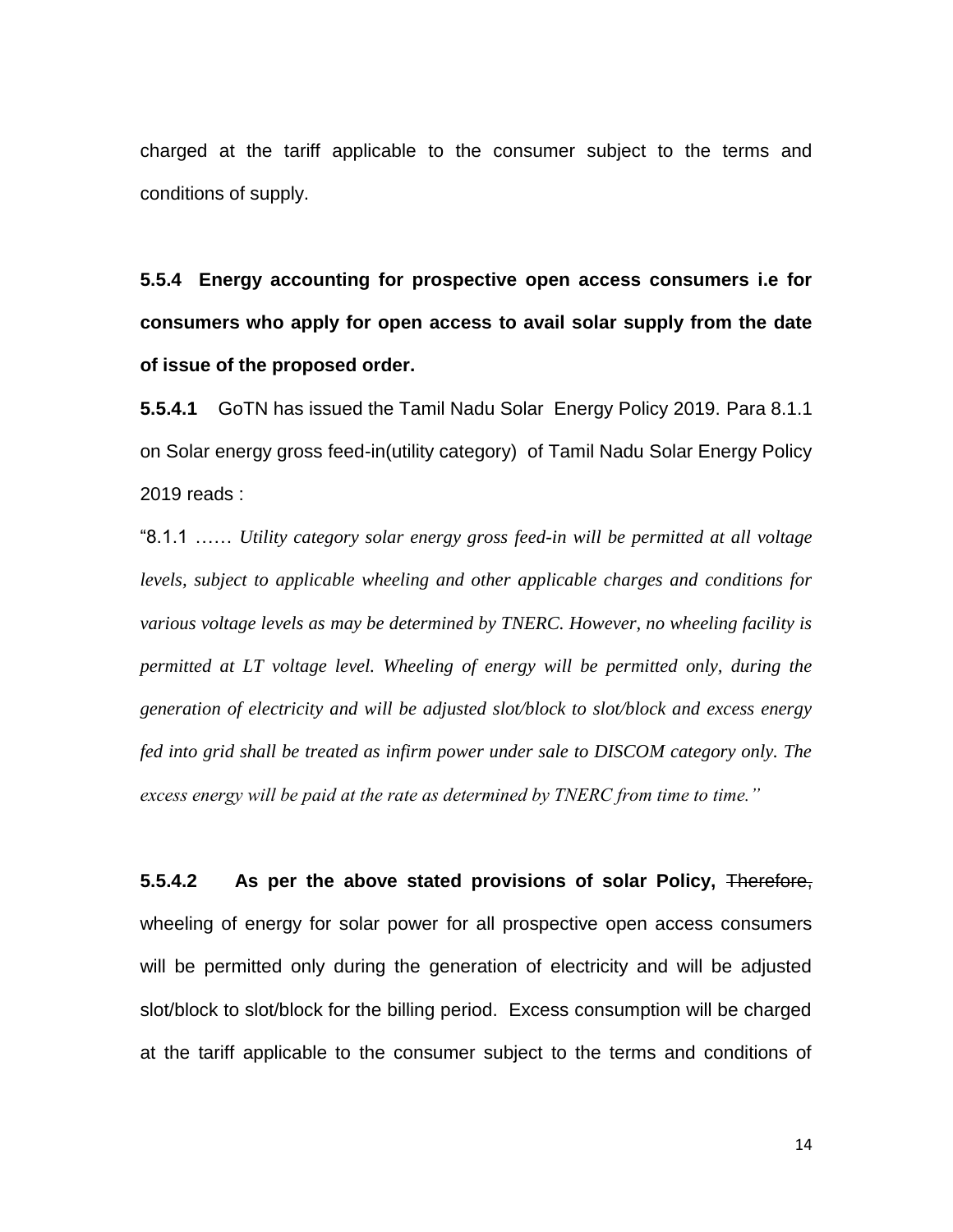charged at the tariff applicable to the consumer subject to the terms and conditions of supply.

**5.5.4 Energy accounting for prospective open access consumers i.e for consumers who apply for open access to avail solar supply from the date of issue of the proposed order.**

**5.5.4.1** GoTN has issued the Tamil Nadu Solar Energy Policy 2019. Para 8.1.1 on Solar energy gross feed-in(utility category) of Tamil Nadu Solar Energy Policy 2019 reads :

"8.1.1 …… *Utility category solar energy gross feed-in will be permitted at all voltage levels, subject to applicable wheeling and other applicable charges and conditions for various voltage levels as may be determined by TNERC. However, no wheeling facility is permitted at LT voltage level. Wheeling of energy will be permitted only, during the generation of electricity and will be adjusted slot/block to slot/block and excess energy fed into grid shall be treated as infirm power under sale to DISCOM category only. The excess energy will be paid at the rate as determined by TNERC from time to time."*

**5.5.4.2 As per the above stated provisions of solar Policy,** ~~Therefore,~~ wheeling of energy for solar power for all prospective open access consumers will be permitted only during the generation of electricity and will be adjusted slot/block to slot/block for the billing period. Excess consumption will be charged at the tariff applicable to the consumer subject to the terms and conditions of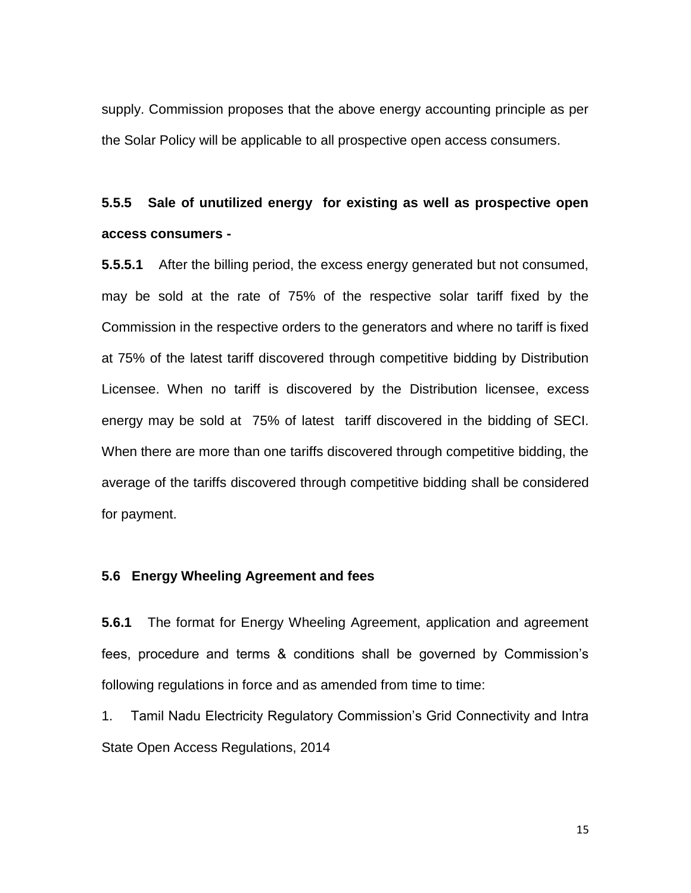supply. Commission proposes that the above energy accounting principle as per the Solar Policy will be applicable to all prospective open access consumers.

### 5.5.5 Sale of unutilized energy for existing as well as prospective open access consumers -

**5.5.5.1** After the billing period, the excess energy generated but not consumed, may be sold at the rate of 75% of the respective solar tariff fixed by the Commission in the respective orders to the generators and where no tariff is fixed at 75% of the latest tariff discovered through competitive bidding by Distribution Licensee. When no tariff is discovered by the Distribution licensee, excess energy may be sold at 75% of latest tariff discovered in the bidding of SECI. When there are more than one tariffs discovered through competitive bidding, the average of the tariffs discovered through competitive bidding shall be considered for payment.

### 5.6 Energy Wheeling Agreement and fees

**5.6.1** The format for Energy Wheeling Agreement, application and agreement fees, procedure and terms & conditions shall be governed by Commission's following regulations in force and as amended from time to time:

1. Tamil Nadu Electricity Regulatory Commission's Grid Connectivity and Intra State Open Access Regulations, 2014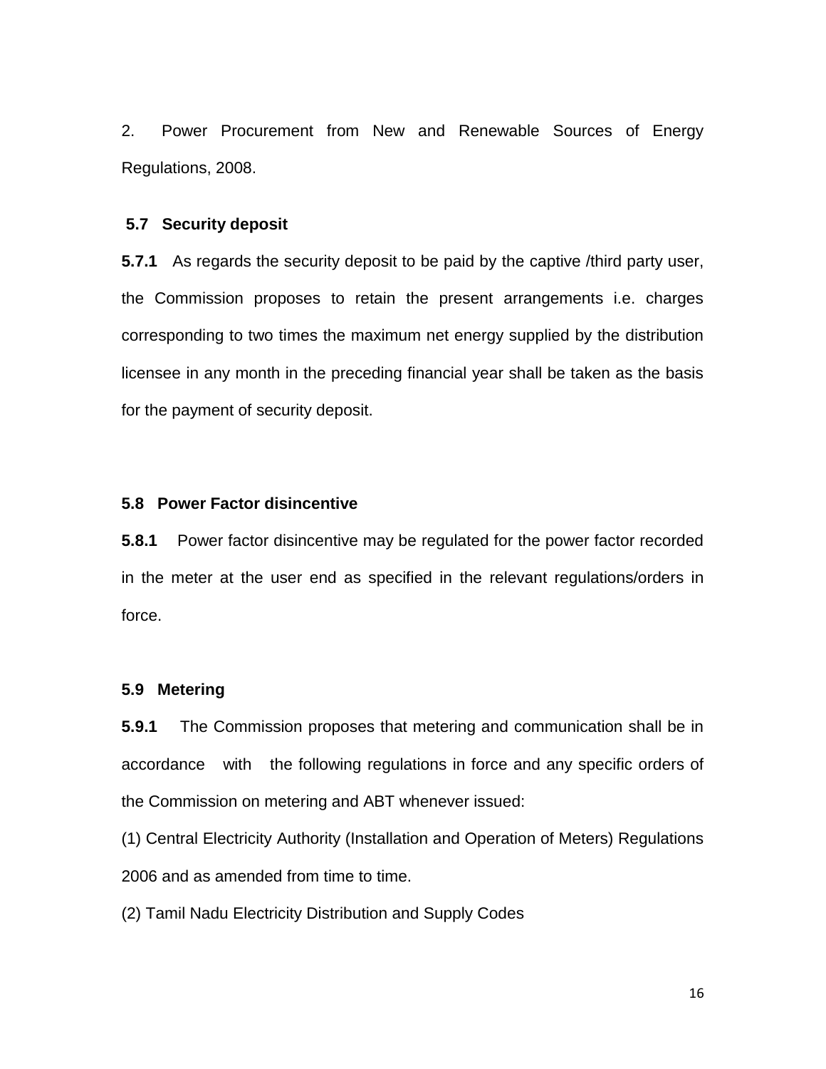2. Power Procurement from New and Renewable Sources of Energy Regulations, 2008.

### 5.7 Security deposit

**5.7.1** As regards the security deposit to be paid by the captive /third party user, the Commission proposes to retain the present arrangements i.e. charges corresponding to two times the maximum net energy supplied by the distribution licensee in any month in the preceding financial year shall be taken as the basis for the payment of security deposit.

### 5.8 Power Factor disincentive

**5.8.1** Power factor disincentive may be regulated for the power factor recorded in the meter at the user end as specified in the relevant regulations/orders in force.

### 5.9 Metering

**5.9.1** The Commission proposes that metering and communication shall be in accordance with the following regulations in force and any specific orders of the Commission on metering and ABT whenever issued:

(1) Central Electricity Authority (Installation and Operation of Meters) Regulations 2006 and as amended from time to time.

(2) Tamil Nadu Electricity Distribution and Supply Codes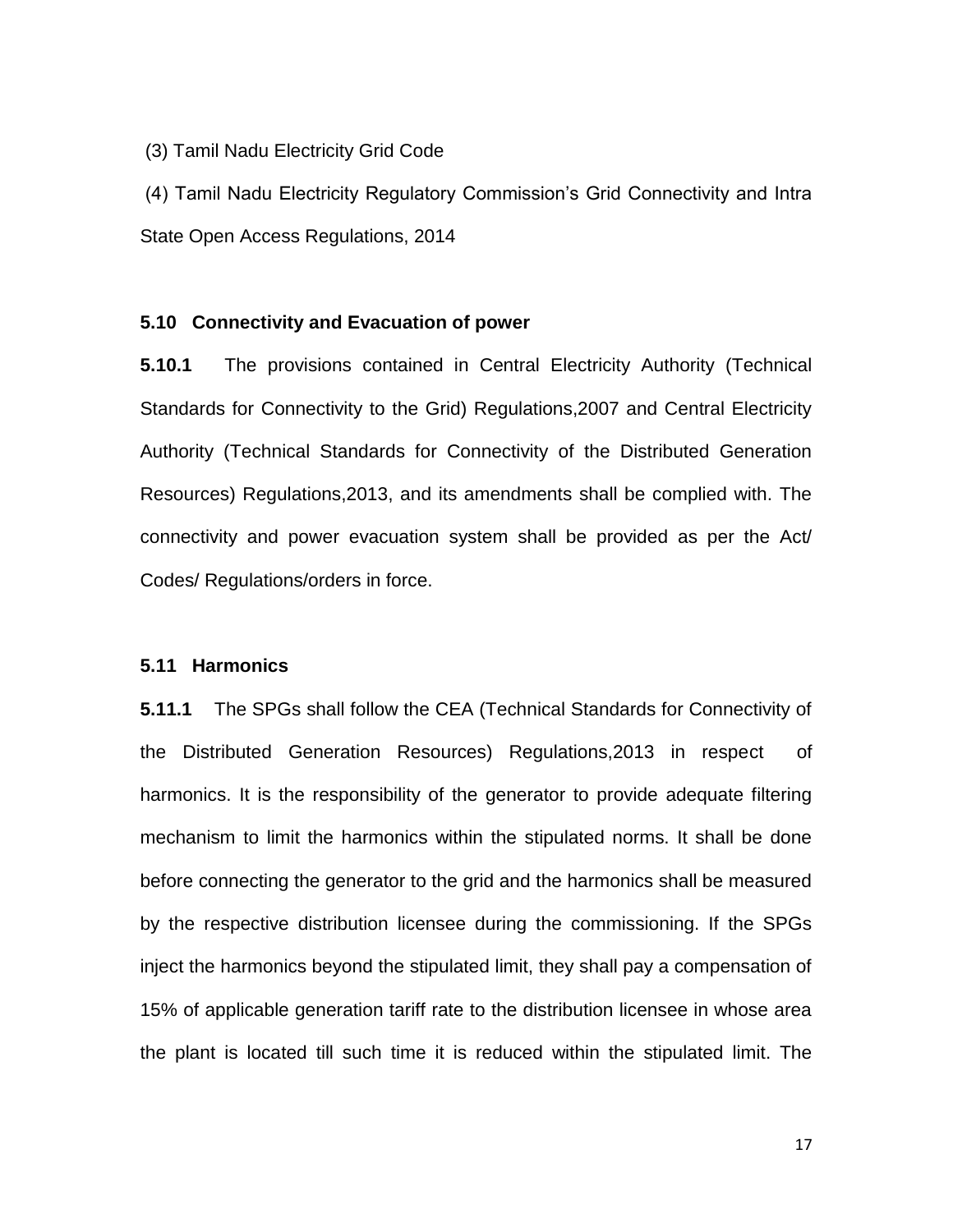(3) Tamil Nadu Electricity Grid Code

(4) Tamil Nadu Electricity Regulatory Commission's Grid Connectivity and Intra State Open Access Regulations, 2014

**5.10 Connectivity and Evacuation of power**

**5.10.1** The provisions contained in Central Electricity Authority (Technical Standards for Connectivity to the Grid) Regulations,2007 and Central Electricity Authority (Technical Standards for Connectivity of the Distributed Generation Resources) Regulations,2013, and its amendments shall be complied with. The connectivity and power evacuation system shall be provided as per the Act/ Codes/ Regulations/orders in force.

**5.11 Harmonics**

**5.11.1** The SPGs shall follow the CEA (Technical Standards for Connectivity of the Distributed Generation Resources) Regulations,2013 in respect of harmonics. It is the responsibility of the generator to provide adequate filtering mechanism to limit the harmonics within the stipulated norms. It shall be done before connecting the generator to the grid and the harmonics shall be measured by the respective distribution licensee during the commissioning. If the SPGs inject the harmonics beyond the stipulated limit, they shall pay a compensation of 15% of applicable generation tariff rate to the distribution licensee in whose area the plant is located till such time it is reduced within the stipulated limit. The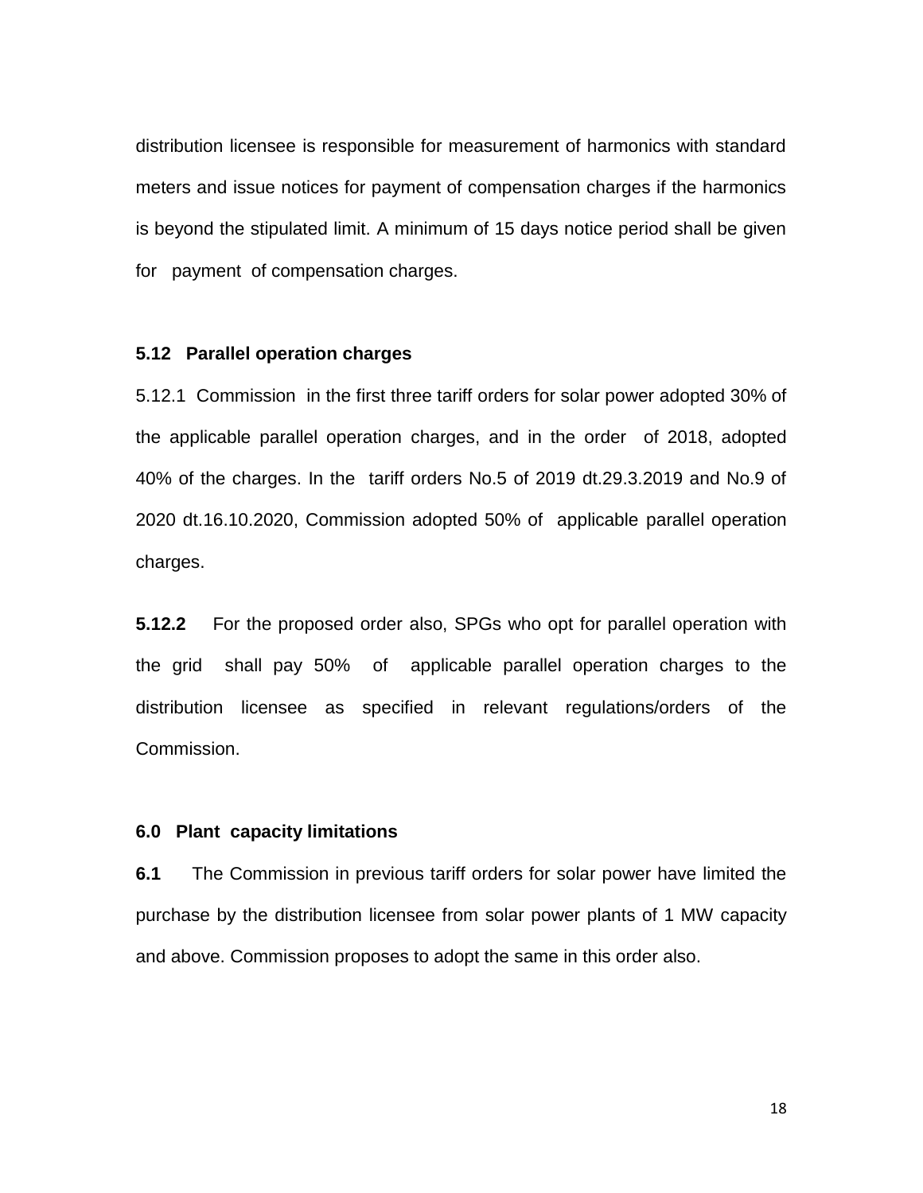distribution licensee is responsible for measurement of harmonics with standard meters and issue notices for payment of compensation charges if the harmonics is beyond the stipulated limit. A minimum of 15 days notice period shall be given for payment of compensation charges.

**5.12 Parallel operation charges**

5.12.1 Commission in the first three tariff orders for solar power adopted 30% of the applicable parallel operation charges, and in the order of 2018, adopted 40% of the charges. In the tariff orders No.5 of 2019 dt.29.3.2019 and No.9 of 2020 dt.16.10.2020, Commission adopted 50% of applicable parallel operation charges.

**5.12.2** For the proposed order also, SPGs who opt for parallel operation with the grid shall pay 50% of applicable parallel operation charges to the distribution licensee as specified in relevant regulations/orders of the Commission.

**6.0 Plant capacity limitations**

**6.1** The Commission in previous tariff orders for solar power have limited the purchase by the distribution licensee from solar power plants of 1 MW capacity and above. Commission proposes to adopt the same in this order also.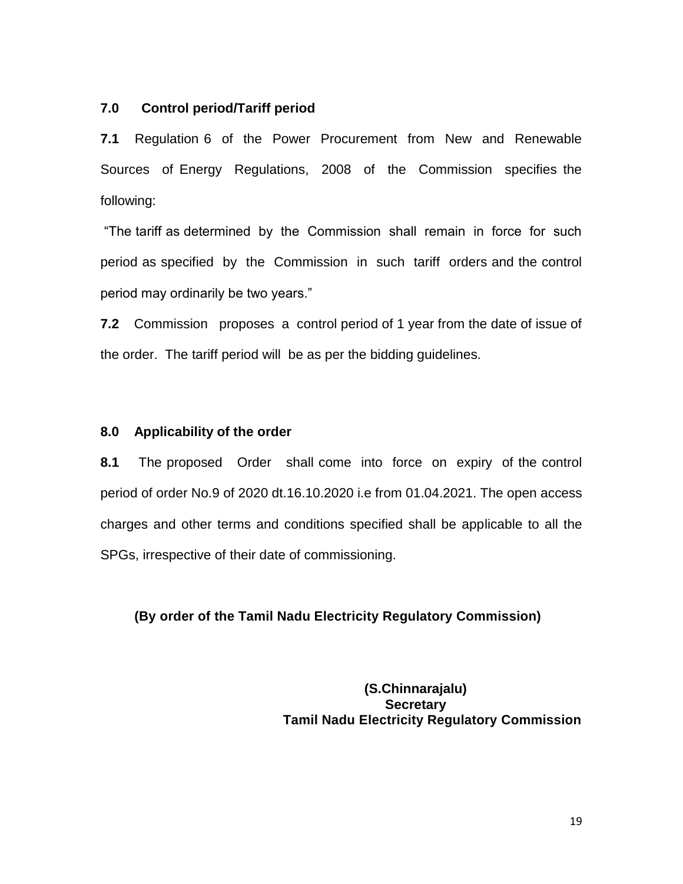## 7.0 Control period/Tariff period

**7.1** Regulation 6 of the Power Procurement from New and Renewable Sources of Energy Regulations, 2008 of the Commission specifies the following:

"The tariff as determined by the Commission shall remain in force for such period as specified by the Commission in such tariff orders and the control period may ordinarily be two years."

**7.2** Commission proposes a control period of 1 year from the date of issue of the order. The tariff period will be as per the bidding guidelines.

## 8.0 Applicability of the order

**8.1** The proposed Order shall come into force on expiry of the control period of order No.9 of 2020 dt.16.10.2020 i.e from 01.04.2021. The open access charges and other terms and conditions specified shall be applicable to all the SPGs, irrespective of their date of commissioning.

**(By order of the Tamil Nadu Electricity Regulatory Commission)**

**(S.Chinnarajalu)**
**Secretary**
**Tamil Nadu Electricity Regulatory Commission**